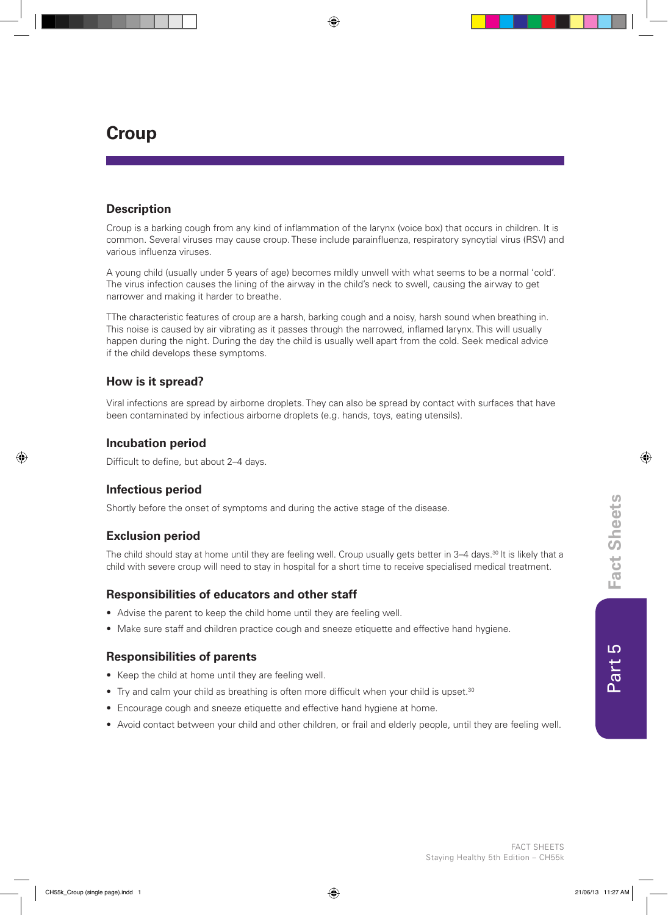# Croup

## Description

Croup is a barking cough from any kind of inflammation of the larynx (voice box) that occurs in children. It is common. Several viruses may cause croup. These include parainfluenza, respiratory syncytial virus (RSV) and various influenza viruses.

A young child (usually under 5 years of age) becomes mildly unwell with what seems to be a normal 'cold'. The virus infection causes the lining of the airway in the child's neck to swell, causing the airway to get narrower and making it harder to breathe.

TThe characteristic features of croup are a harsh, barking cough and a noisy, harsh sound when breathing in. This noise is caused by air vibrating as it passes through the narrowed, inflamed larynx. This will usually happen during the night. During the day the child is usually well apart from the cold. Seek medical advice if the child develops these symptoms.

## How is it spread?

Viral infections are spread by airborne droplets. They can also be spread by contact with surfaces that have been contaminated by infectious airborne droplets (e.g. hands, toys, eating utensils).

## Incubation period

Difficult to define, but about 2–4 days.

## Infectious period

Shortly before the onset of symptoms and during the active stage of the disease.

## Exclusion period

The child should stay at home until they are feeling well. Croup usually gets better in 3–4 days.[30] It is likely that a child with severe croup will need to stay in hospital for a short time to receive specialised medical treatment.

## Responsibilities of educators and other staff

- Advise the parent to keep the child home until they are feeling well.
- Make sure staff and children practice cough and sneeze etiquette and effective hand hygiene.

## Responsibilities of parents

- Keep the child at home until they are feeling well.
- Try and calm your child as breathing is often more difficult when your child is upset.[30]
- Encourage cough and sneeze etiquette and effective hand hygiene at home.
- Avoid contact between your child and other children, or frail and elderly people, until they are feeling well.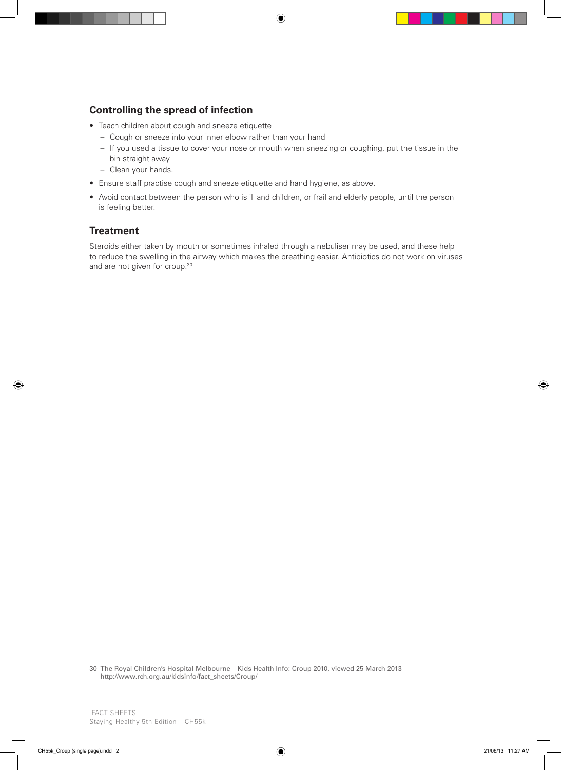## Controlling the spread of infection

- Teach children about cough and sneeze etiquette
  - Cough or sneeze into your inner elbow rather than your hand
  - If you used a tissue to cover your nose or mouth when sneezing or coughing, put the tissue in the bin straight away
  - Clean your hands.
- Ensure staff practise cough and sneeze etiquette and hand hygiene, as above.
- Avoid contact between the person who is ill and children, or frail and elderly people, until the person is feeling better.

## Treatment

Steroids either taken by mouth or sometimes inhaled through a nebuliser may be used, and these help to reduce the swelling in the airway which makes the breathing easier. Antibiotics do not work on viruses and are not given for croup.[30]

---

30 The Royal Children's Hospital Melbourne – Kids Health Info: Croup 2010, viewed 25 March 2013 http://www.rch.org.au/kidsinfo/fact_sheets/Croup/